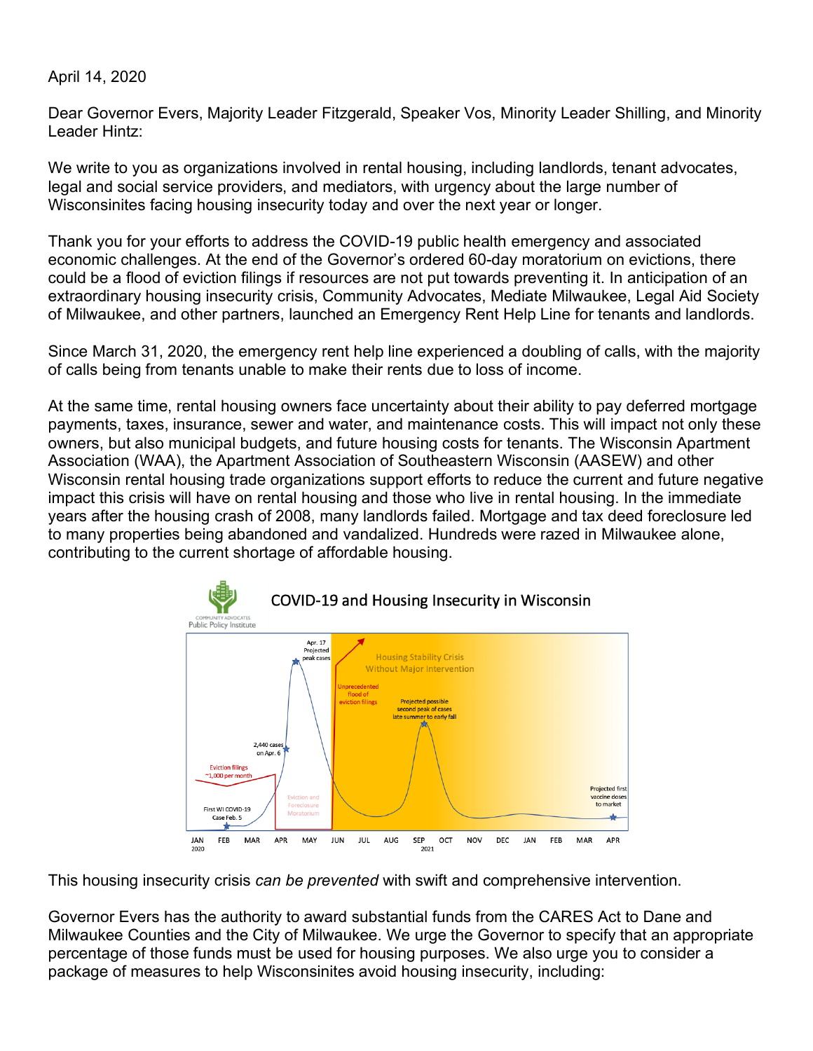April 14, 2020

Dear Governor Evers, Majority Leader Fitzgerald, Speaker Vos, Minority Leader Shilling, and Minority Leader Hintz:

We write to you as organizations involved in rental housing, including landlords, tenant advocates, legal and social service providers, and mediators, with urgency about the large number of Wisconsinites facing housing insecurity today and over the next year or longer.

Thank you for your efforts to address the COVID-19 public health emergency and associated economic challenges. At the end of the Governor's ordered 60-day moratorium on evictions, there could be a flood of eviction filings if resources are not put towards preventing it. In anticipation of an extraordinary housing insecurity crisis, Community Advocates, Mediate Milwaukee, Legal Aid Society of Milwaukee, and other partners, launched an Emergency Rent Help Line for tenants and landlords.

Since March 31, 2020, the emergency rent help line experienced a doubling of calls, with the majority of calls being from tenants unable to make their rents due to loss of income.

At the same time, rental housing owners face uncertainty about their ability to pay deferred mortgage payments, taxes, insurance, sewer and water, and maintenance costs. This will impact not only these owners, but also municipal budgets, and future housing costs for tenants. The Wisconsin Apartment Association (WAA), the Apartment Association of Southeastern Wisconsin (AASEW) and other Wisconsin rental housing trade organizations support efforts to reduce the current and future negative impact this crisis will have on rental housing and those who live in rental housing. In the immediate years after the housing crash of 2008, many landlords failed. Mortgage and tax deed foreclosure led to many properties being abandoned and vandalized. Hundreds were razed in Milwaukee alone, contributing to the current shortage of affordable housing.

COVID-19 and Housing Insecurity in Wisconsin

This housing insecurity crisis *can be prevented* with swift and comprehensive intervention.

Governor Evers has the authority to award substantial funds from the CARES Act to Dane and Milwaukee Counties and the City of Milwaukee. We urge the Governor to specify that an appropriate percentage of those funds must be used for housing purposes. We also urge you to consider a package of measures to help Wisconsinites avoid housing insecurity, including: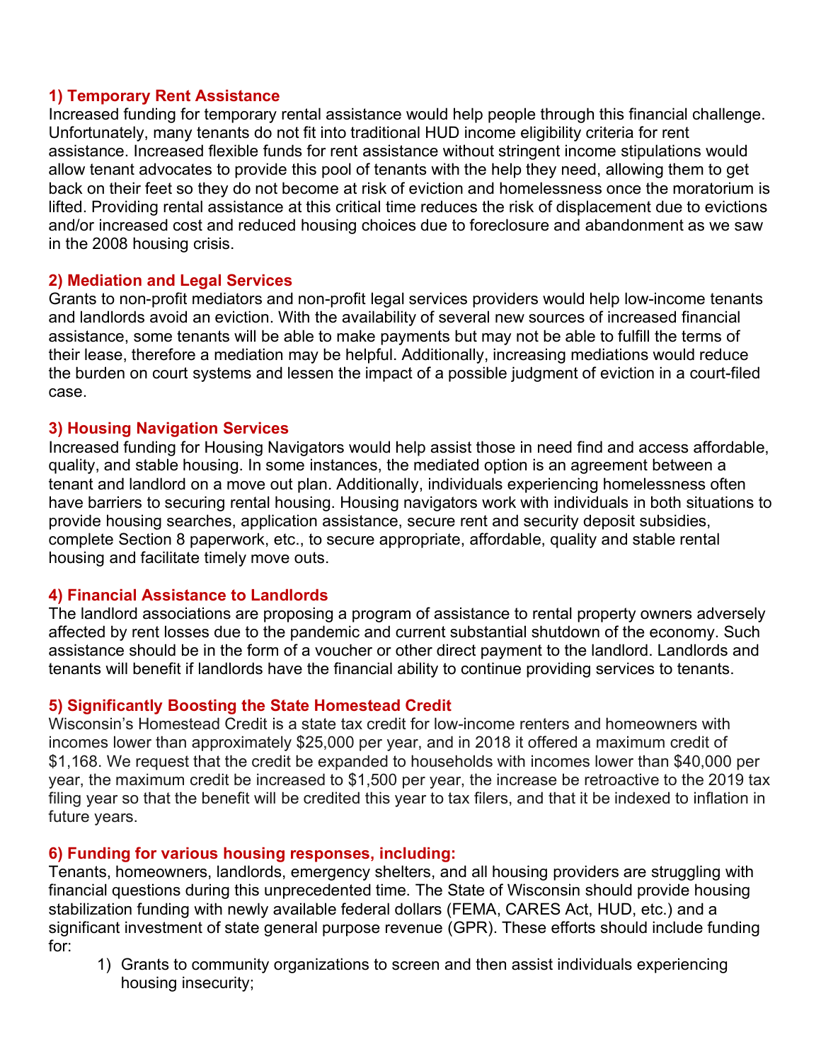### 1) Temporary Rent Assistance

Increased funding for temporary rental assistance would help people through this financial challenge. Unfortunately, many tenants do not fit into traditional HUD income eligibility criteria for rent assistance. Increased flexible funds for rent assistance without stringent income stipulations would allow tenant advocates to provide this pool of tenants with the help they need, allowing them to get back on their feet so they do not become at risk of eviction and homelessness once the moratorium is lifted. Providing rental assistance at this critical time reduces the risk of displacement due to evictions and/or increased cost and reduced housing choices due to foreclosure and abandonment as we saw in the 2008 housing crisis.

### 2) Mediation and Legal Services

Grants to non-profit mediators and non-profit legal services providers would help low-income tenants and landlords avoid an eviction. With the availability of several new sources of increased financial assistance, some tenants will be able to make payments but may not be able to fulfill the terms of their lease, therefore a mediation may be helpful. Additionally, increasing mediations would reduce the burden on court systems and lessen the impact of a possible judgment of eviction in a court-filed case.

### 3) Housing Navigation Services

Increased funding for Housing Navigators would help assist those in need find and access affordable, quality, and stable housing. In some instances, the mediated option is an agreement between a tenant and landlord on a move out plan. Additionally, individuals experiencing homelessness often have barriers to securing rental housing. Housing navigators work with individuals in both situations to provide housing searches, application assistance, secure rent and security deposit subsidies, complete Section 8 paperwork, etc., to secure appropriate, affordable, quality and stable rental housing and facilitate timely move outs.

### 4) Financial Assistance to Landlords

The landlord associations are proposing a program of assistance to rental property owners adversely affected by rent losses due to the pandemic and current substantial shutdown of the economy. Such assistance should be in the form of a voucher or other direct payment to the landlord. Landlords and tenants will benefit if landlords have the financial ability to continue providing services to tenants.

### 5) Significantly Boosting the State Homestead Credit

Wisconsin's Homestead Credit is a state tax credit for low-income renters and homeowners with incomes lower than approximately $25,000 per year, and in 2018 it offered a maximum credit of $1,168. We request that the credit be expanded to households with incomes lower than $40,000 per year, the maximum credit be increased to $1,500 per year, the increase be retroactive to the 2019 tax filing year so that the benefit will be credited this year to tax filers, and that it be indexed to inflation in future years.

### 6) Funding for various housing responses, including:

Tenants, homeowners, landlords, emergency shelters, and all housing providers are struggling with financial questions during this unprecedented time. The State of Wisconsin should provide housing stabilization funding with newly available federal dollars (FEMA, CARES Act, HUD, etc.) and a significant investment of state general purpose revenue (GPR). These efforts should include funding for:

1) Grants to community organizations to screen and then assist individuals experiencing housing insecurity;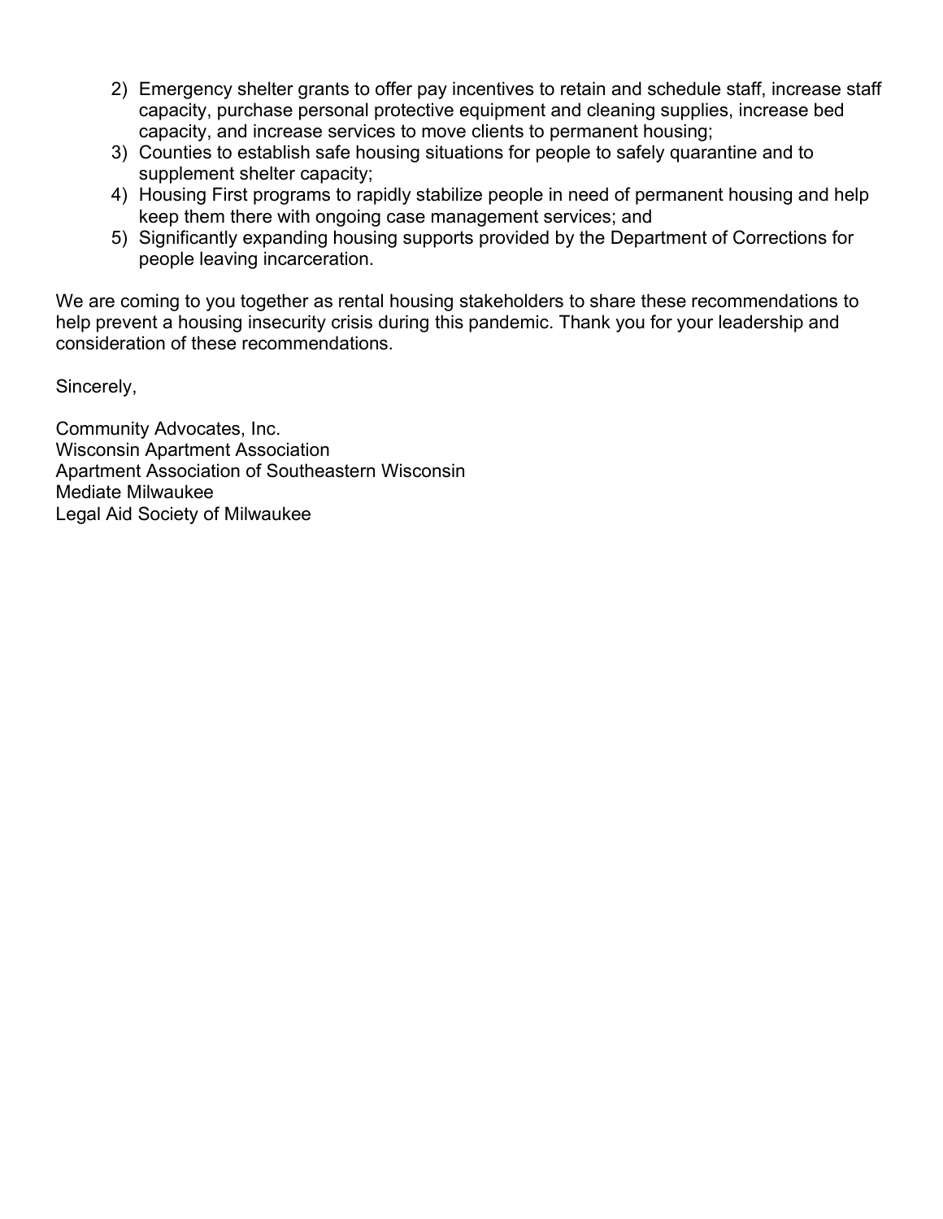2) Emergency shelter grants to offer pay incentives to retain and schedule staff, increase staff capacity, purchase personal protective equipment and cleaning supplies, increase bed capacity, and increase services to move clients to permanent housing;
3) Counties to establish safe housing situations for people to safely quarantine and to supplement shelter capacity;
4) Housing First programs to rapidly stabilize people in need of permanent housing and help keep them there with ongoing case management services; and
5) Significantly expanding housing supports provided by the Department of Corrections for people leaving incarceration.

We are coming to you together as rental housing stakeholders to share these recommendations to help prevent a housing insecurity crisis during this pandemic. Thank you for your leadership and consideration of these recommendations.

Sincerely,

Community Advocates, Inc.
Wisconsin Apartment Association
Apartment Association of Southeastern Wisconsin
Mediate Milwaukee
Legal Aid Society of Milwaukee